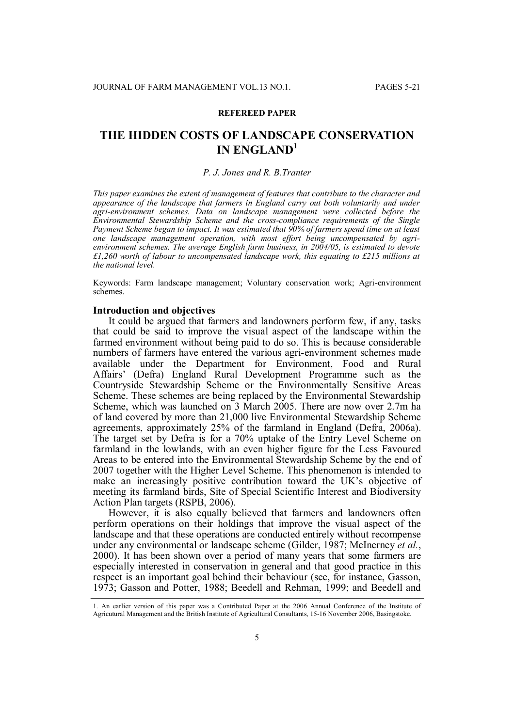**REFEREED PAPER**

# THE HIDDEN COSTS OF LANDSCAPE CONSERVATION IN ENGLAND[1]

*P. J. Jones and R. B.Tranter*

*This paper examines the extent of management of features that contribute to the character and appearance of the landscape that farmers in England carry out both voluntarily and under agri-environment schemes. Data on landscape management were collected before the Environmental Stewardship Scheme and the cross-compliance requirements of the Single Payment Scheme began to impact. It was estimated that 90% of farmers spend time on at least one landscape management operation, with most effort being uncompensated by agri-environment schemes. The average English farm business, in 2004/05, is estimated to devote £1,260 worth of labour to uncompensated landscape work, this equating to £215 millions at the national level.*

Keywords: Farm landscape management; Voluntary conservation work; Agri-environment schemes.

## Introduction and objectives

It could be argued that farmers and landowners perform few, if any, tasks that could be said to improve the visual aspect of the landscape within the farmed environment without being paid to do so. This is because considerable numbers of farmers have entered the various agri-environment schemes made available under the Department for Environment, Food and Rural Affairs' (Defra) England Rural Development Programme such as the Countryside Stewardship Scheme or the Environmentally Sensitive Areas Scheme. These schemes are being replaced by the Environmental Stewardship Scheme, which was launched on 3 March 2005. There are now over 2.7m ha of land covered by more than 21,000 live Environmental Stewardship Scheme agreements, approximately 25% of the farmland in England (Defra, 2006a). The target set by Defra is for a 70% uptake of the Entry Level Scheme on farmland in the lowlands, with an even higher figure for the Less Favoured Areas to be entered into the Environmental Stewardship Scheme by the end of 2007 together with the Higher Level Scheme. This phenomenon is intended to make an increasingly positive contribution toward the UK's objective of meeting its farmland birds, Site of Special Scientific Interest and Biodiversity Action Plan targets (RSPB, 2006).

However, it is also equally believed that farmers and landowners often perform operations on their holdings that improve the visual aspect of the landscape and that these operations are conducted entirely without recompense under any environmental or landscape scheme (Gilder, 1987; McInerney *et al.*, 2000). It has been shown over a period of many years that some farmers are especially interested in conservation in general and that good practice in this respect is an important goal behind their behaviour (see, for instance, Gasson, 1973; Gasson and Potter, 1988; Beedell and Rehman, 1999; and Beedell and

---

1. An earlier version of this paper was a Contributed Paper at the 2006 Annual Conference of the Institute of Agricutural Management and the British Institute of Agricultural Consultants, 15-16 November 2006, Basingstoke.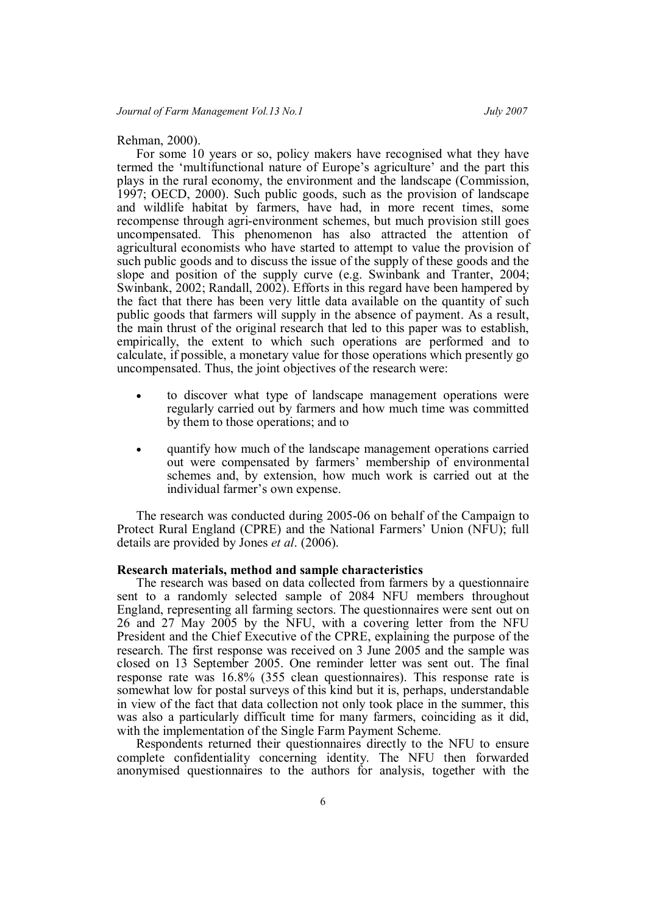Rehman, 2000).

For some 10 years or so, policy makers have recognised what they have termed the 'multifunctional nature of Europe's agriculture' and the part this plays in the rural economy, the environment and the landscape (Commission, 1997; OECD, 2000). Such public goods, such as the provision of landscape and wildlife habitat by farmers, have had, in more recent times, some recompense through agri-environment schemes, but much provision still goes uncompensated. This phenomenon has also attracted the attention of agricultural economists who have started to attempt to value the provision of such public goods and to discuss the issue of the supply of these goods and the slope and position of the supply curve (e.g. Swinbank and Tranter, 2004; Swinbank, 2002; Randall, 2002). Efforts in this regard have been hampered by the fact that there has been very little data available on the quantity of such public goods that farmers will supply in the absence of payment. As a result, the main thrust of the original research that led to this paper was to establish, empirically, the extent to which such operations are performed and to calculate, if possible, a monetary value for those operations which presently go uncompensated. Thus, the joint objectives of the research were:

- to discover what type of landscape management operations were regularly carried out by farmers and how much time was committed by them to those operations; and to
- quantify how much of the landscape management operations carried out were compensated by farmers' membership of environmental schemes and, by extension, how much work is carried out at the individual farmer's own expense.

The research was conducted during 2005-06 on behalf of the Campaign to Protect Rural England (CPRE) and the National Farmers' Union (NFU); full details are provided by Jones *et al*. (2006).

**Research materials, method and sample characteristics**

The research was based on data collected from farmers by a questionnaire sent to a randomly selected sample of 2084 NFU members throughout England, representing all farming sectors. The questionnaires were sent out on 26 and 27 May 2005 by the NFU, with a covering letter from the NFU President and the Chief Executive of the CPRE, explaining the purpose of the research. The first response was received on 3 June 2005 and the sample was closed on 13 September 2005. One reminder letter was sent out. The final response rate was 16.8% (355 clean questionnaires). This response rate is somewhat low for postal surveys of this kind but it is, perhaps, understandable in view of the fact that data collection not only took place in the summer, this was also a particularly difficult time for many farmers, coinciding as it did, with the implementation of the Single Farm Payment Scheme.

Respondents returned their questionnaires directly to the NFU to ensure complete confidentiality concerning identity. The NFU then forwarded anonymised questionnaires to the authors for analysis, together with the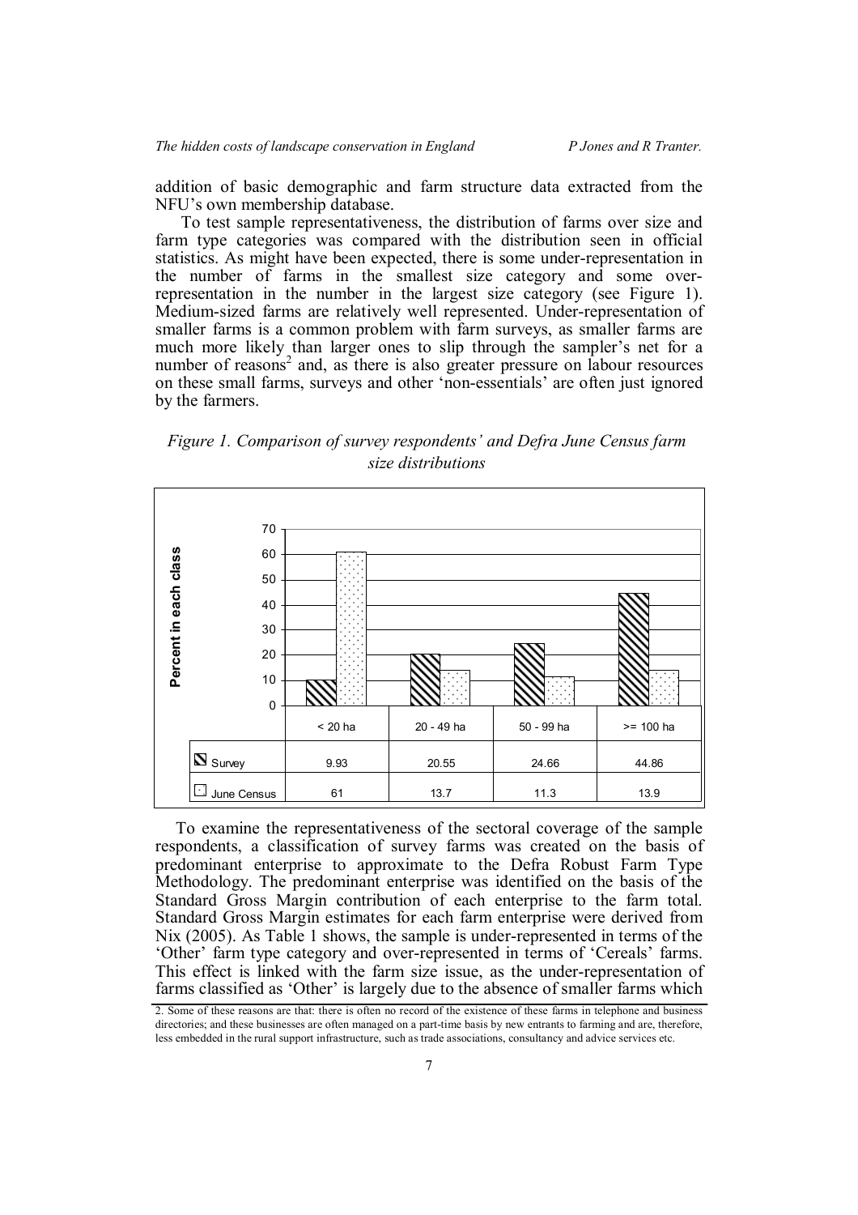addition of basic demographic and farm structure data extracted from the NFU's own membership database.

To test sample representativeness, the distribution of farms over size and farm type categories was compared with the distribution seen in official statistics. As might have been expected, there is some under-representation in the number of farms in the smallest size category and some over-representation in the number in the largest size category (see Figure 1). Medium-sized farms are relatively well represented. Under-representation of smaller farms is a common problem with farm surveys, as smaller farms are much more likely than larger ones to slip through the sampler's net for a number of reasons[2] and, as there is also greater pressure on labour resources on these small farms, surveys and other 'non-essentials' are often just ignored by the farmers.

*Figure 1. Comparison of survey respondents' and Defra June Census farm size distributions*

| | < 20 ha | 20 - 49 ha | 50 - 99 ha | >= 100 ha |
|---|---|---|---|---|
| Survey | 9.93 | 20.55 | 24.66 | 44.86 |
| June Census | 61 | 13.7 | 11.3 | 13.9 |

To examine the representativeness of the sectoral coverage of the sample respondents, a classification of survey farms was created on the basis of predominant enterprise to approximate to the Defra Robust Farm Type Methodology. The predominant enterprise was identified on the basis of the Standard Gross Margin contribution of each enterprise to the farm total. Standard Gross Margin estimates for each farm enterprise were derived from Nix (2005). As Table 1 shows, the sample is under-represented in terms of the 'Other' farm type category and over-represented in terms of 'Cereals' farms. This effect is linked with the farm size issue, as the under-representation of farms classified as 'Other' is largely due to the absence of smaller farms which

2. Some of these reasons are that: there is often no record of the existence of these farms in telephone and business directories; and these businesses are often managed on a part-time basis by new entrants to farming and are, therefore, less embedded in the rural support infrastructure, such as trade associations, consultancy and advice services etc.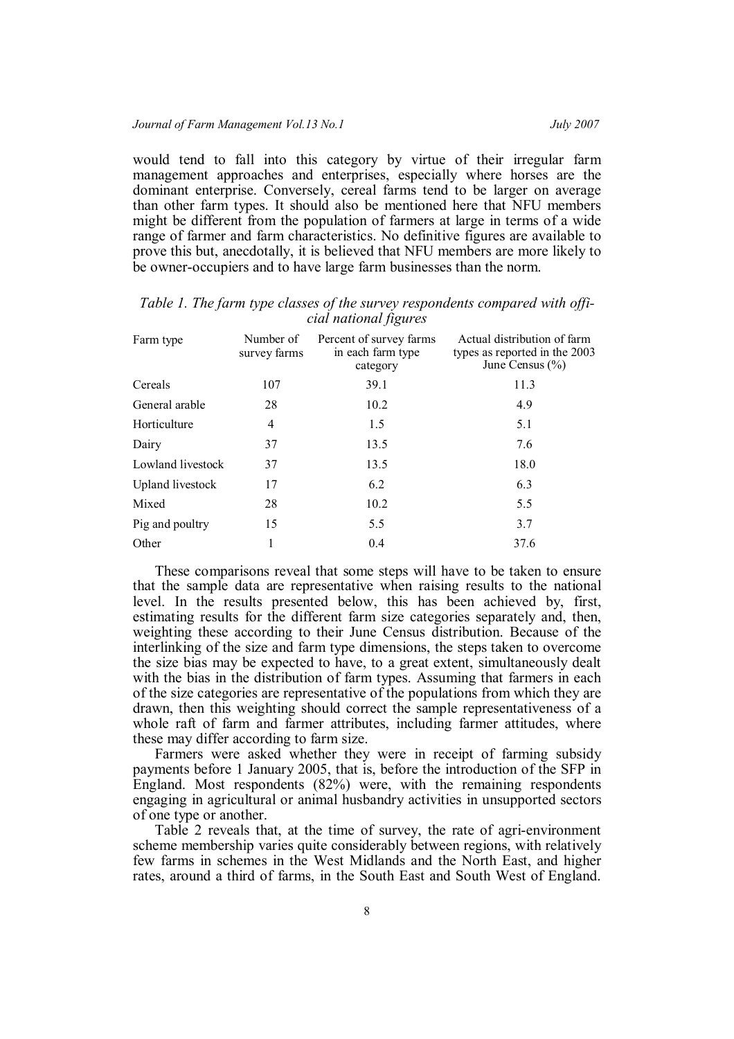would tend to fall into this category by virtue of their irregular farm management approaches and enterprises, especially where horses are the dominant enterprise. Conversely, cereal farms tend to be larger on average than other farm types. It should also be mentioned here that NFU members might be different from the population of farmers at large in terms of a wide range of farmer and farm characteristics. No definitive figures are available to prove this but, anecdotally, it is believed that NFU members are more likely to be owner-occupiers and to have large farm businesses than the norm.

*Table 1. The farm type classes of the survey respondents compared with official national figures*

| Farm type | Number of survey farms | Percent of survey farms in each farm type category | Actual distribution of farm types as reported in the 2003 June Census (%) |
|---|---|---|---|
| Cereals | 107 | 39.1 | 11.3 |
| General arable | 28 | 10.2 | 4.9 |
| Horticulture | 4 | 1.5 | 5.1 |
| Dairy | 37 | 13.5 | 7.6 |
| Lowland livestock | 37 | 13.5 | 18.0 |
| Upland livestock | 17 | 6.2 | 6.3 |
| Mixed | 28 | 10.2 | 5.5 |
| Pig and poultry | 15 | 5.5 | 3.7 |
| Other | 1 | 0.4 | 37.6 |

These comparisons reveal that some steps will have to be taken to ensure that the sample data are representative when raising results to the national level. In the results presented below, this has been achieved by, first, estimating results for the different farm size categories separately and, then, weighting these according to their June Census distribution. Because of the interlinking of the size and farm type dimensions, the steps taken to overcome the size bias may be expected to have, to a great extent, simultaneously dealt with the bias in the distribution of farm types. Assuming that farmers in each of the size categories are representative of the populations from which they are drawn, then this weighting should correct the sample representativeness of a whole raft of farm and farmer attributes, including farmer attitudes, where these may differ according to farm size.

Farmers were asked whether they were in receipt of farming subsidy payments before 1 January 2005, that is, before the introduction of the SFP in England. Most respondents (82%) were, with the remaining respondents engaging in agricultural or animal husbandry activities in unsupported sectors of one type or another.

Table 2 reveals that, at the time of survey, the rate of agri-environment scheme membership varies quite considerably between regions, with relatively few farms in schemes in the West Midlands and the North East, and higher rates, around a third of farms, in the South East and South West of England.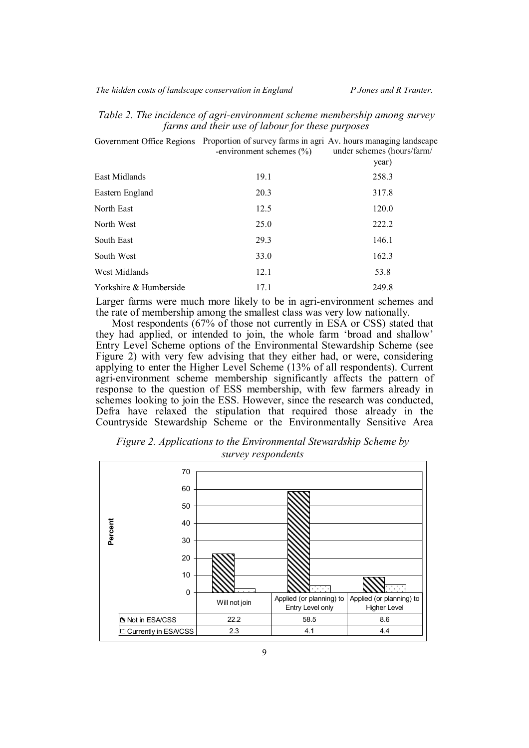*Table 2. The incidence of agri-environment scheme membership among survey farms and their use of labour for these purposes*

| Government Office Regions | Proportion of survey farms in agri-environment schemes (%) | Av. hours managing landscape under schemes (hours/farm/year) |
|---|---|---|
| East Midlands | 19.1 | 258.3 |
| Eastern England | 20.3 | 317.8 |
| North East | 12.5 | 120.0 |
| North West | 25.0 | 222.2 |
| South East | 29.3 | 146.1 |
| South West | 33.0 | 162.3 |
| West Midlands | 12.1 | 53.8 |
| Yorkshire & Humberside | 17.1 | 249.8 |

Larger farms were much more likely to be in agri-environment schemes and the rate of membership among the smallest class was very low nationally.

Most respondents (67% of those not currently in ESA or CSS) stated that they had applied, or intended to join, the whole farm 'broad and shallow' Entry Level Scheme options of the Environmental Stewardship Scheme (see Figure 2) with very few advising that they either had, or were, considering applying to enter the Higher Level Scheme (13% of all respondents). Current agri-environment scheme membership significantly affects the pattern of response to the question of ESS membership, with few farmers already in schemes looking to join the ESS. However, since the research was conducted, Defra have relaxed the stipulation that required those already in the Countryside Stewardship Scheme or the Environmentally Sensitive Area

*Figure 2. Applications to the Environmental Stewardship Scheme by survey respondents*

| | Will not join | Applied (or planning) to Entry Level only | Applied (or planning) to Higher Level |
|---|---|---|---|
| Not in ESA/CSS | 22.2 | 58.5 | 8.6 |
| Currently in ESA/CSS | 2.3 | 4.1 | 4.4 |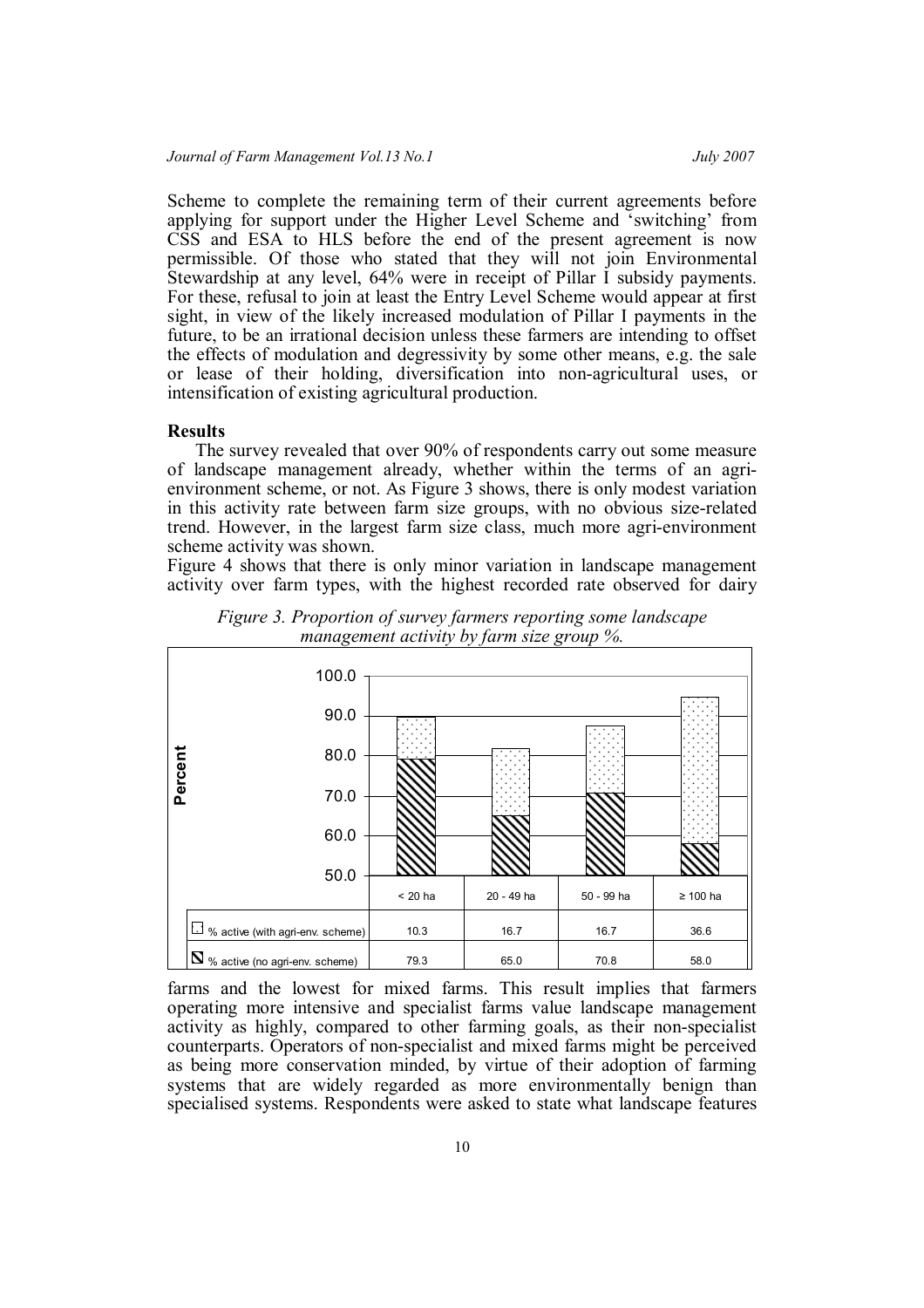Scheme to complete the remaining term of their current agreements before applying for support under the Higher Level Scheme and 'switching' from CSS and ESA to HLS before the end of the present agreement is now permissible. Of those who stated that they will not join Environmental Stewardship at any level, 64% were in receipt of Pillar I subsidy payments. For these, refusal to join at least the Entry Level Scheme would appear at first sight, in view of the likely increased modulation of Pillar I payments in the future, to be an irrational decision unless these farmers are intending to offset the effects of modulation and degressivity by some other means, e.g. the sale or lease of their holding, diversification into non-agricultural uses, or intensification of existing agricultural production.

## Results

The survey revealed that over 90% of respondents carry out some measure of landscape management already, whether within the terms of an agri-environment scheme, or not. As Figure 3 shows, there is only modest variation in this activity rate between farm size groups, with no obvious size-related trend. However, in the largest farm size class, much more agri-environment scheme activity was shown.

Figure 4 shows that there is only minor variation in landscape management activity over farm types, with the highest recorded rate observed for dairy farms and the lowest for mixed farms. This result implies that farmers operating more intensive and specialist farms value landscape management activity as highly, compared to other farming goals, as their non-specialist counterparts. Operators of non-specialist and mixed farms might be perceived as being more conservation minded, by virtue of their adoption of farming systems that are widely regarded as more environmentally benign than specialised systems. Respondents were asked to state what landscape features

*Figure 3. Proportion of survey farmers reporting some landscape management activity by farm size group %.*

| | < 20 ha | 20 - 49 ha | 50 - 99 ha | ≥ 100 ha |
|---|---|---|---|---|
| % active (with agri-env. scheme) | 10.3 | 16.7 | 16.7 | 36.6 |
| % active (no agri-env. scheme) | 79.3 | 65.0 | 70.8 | 58.0 |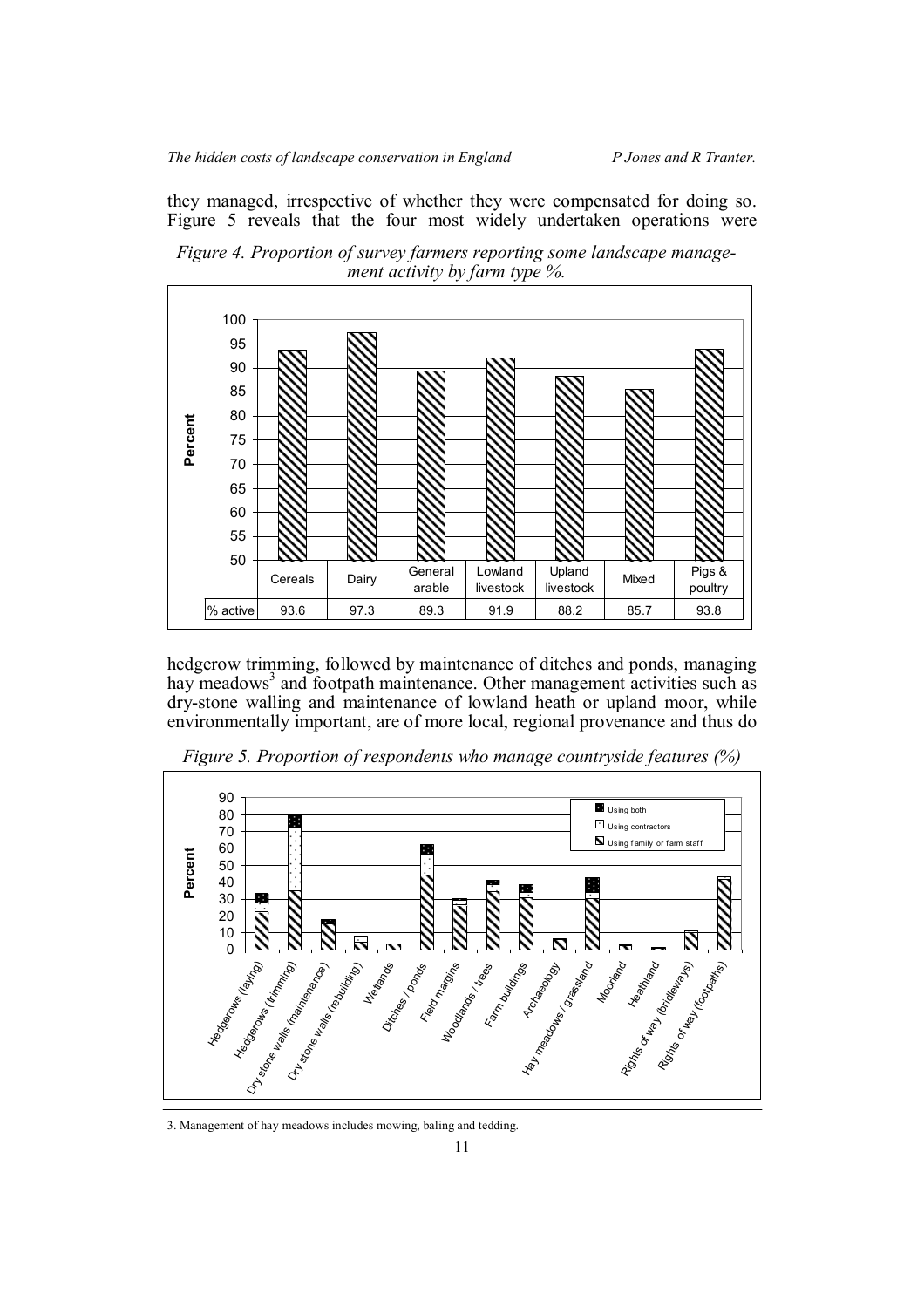they managed, irrespective of whether they were compensated for doing so. Figure 5 reveals that the four most widely undertaken operations were

*Figure 4. Proportion of survey farmers reporting some landscape management activity by farm type %.*

| | Cereals | Dairy | General arable | Lowland livestock | Upland livestock | Mixed | Pigs & poultry |
|---|---|---|---|---|---|---|---|
| % active | 93.6 | 97.3 | 89.3 | 91.9 | 88.2 | 85.7 | 93.8 |

hedgerow trimming, followed by maintenance of ditches and ponds, managing hay meadows[3] and footpath maintenance. Other management activities such as dry-stone walling and maintenance of lowland heath or upland moor, while environmentally important, are of more local, regional provenance and thus do

*Figure 5. Proportion of respondents who manage countryside features (%)*

3. Management of hay meadows includes mowing, baling and tedding.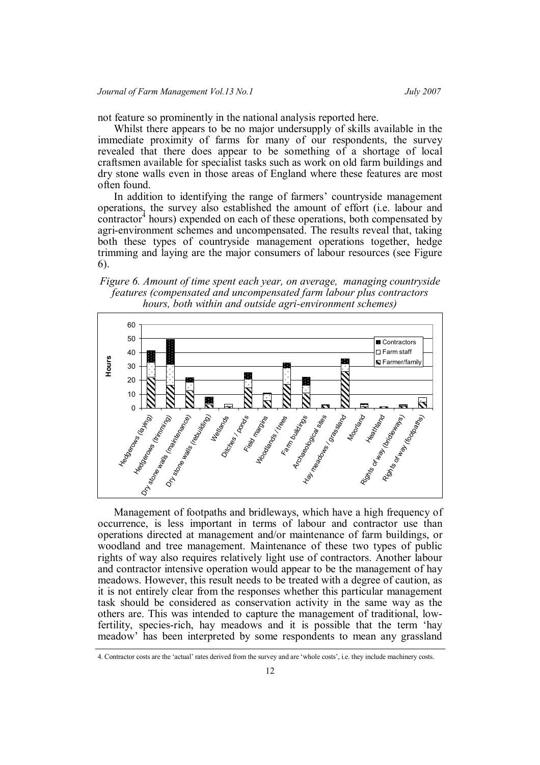not feature so prominently in the national analysis reported here.

Whilst there appears to be no major undersupply of skills available in the immediate proximity of farms for many of our respondents, the survey revealed that there does appear to be something of a shortage of local craftsmen available for specialist tasks such as work on old farm buildings and dry stone walls even in those areas of England where these features are most often found.

In addition to identifying the range of farmers' countryside management operations, the survey also established the amount of effort (i.e. labour and contractor[4] hours) expended on each of these operations, both compensated by agri-environment schemes and uncompensated. The results reveal that, taking both these types of countryside management operations together, hedge trimming and laying are the major consumers of labour resources (see Figure 6).

*Figure 6. Amount of time spent each year, on average, managing countryside features (compensated and uncompensated farm labour plus contractors hours, both within and outside agri-environment schemes)*

Management of footpaths and bridleways, which have a high frequency of occurrence, is less important in terms of labour and contractor use than operations directed at management and/or maintenance of farm buildings, or woodland and tree management. Maintenance of these two types of public rights of way also requires relatively light use of contractors. Another labour and contractor intensive operation would appear to be the management of hay meadows. However, this result needs to be treated with a degree of caution, as it is not entirely clear from the responses whether this particular management task should be considered as conservation activity in the same way as the others are. This was intended to capture the management of traditional, low-fertility, species-rich, hay meadows and it is possible that the term 'hay meadow' has been interpreted by some respondents to mean any grassland

4. Contractor costs are the 'actual' rates derived from the survey and are 'whole costs', i.e. they include machinery costs.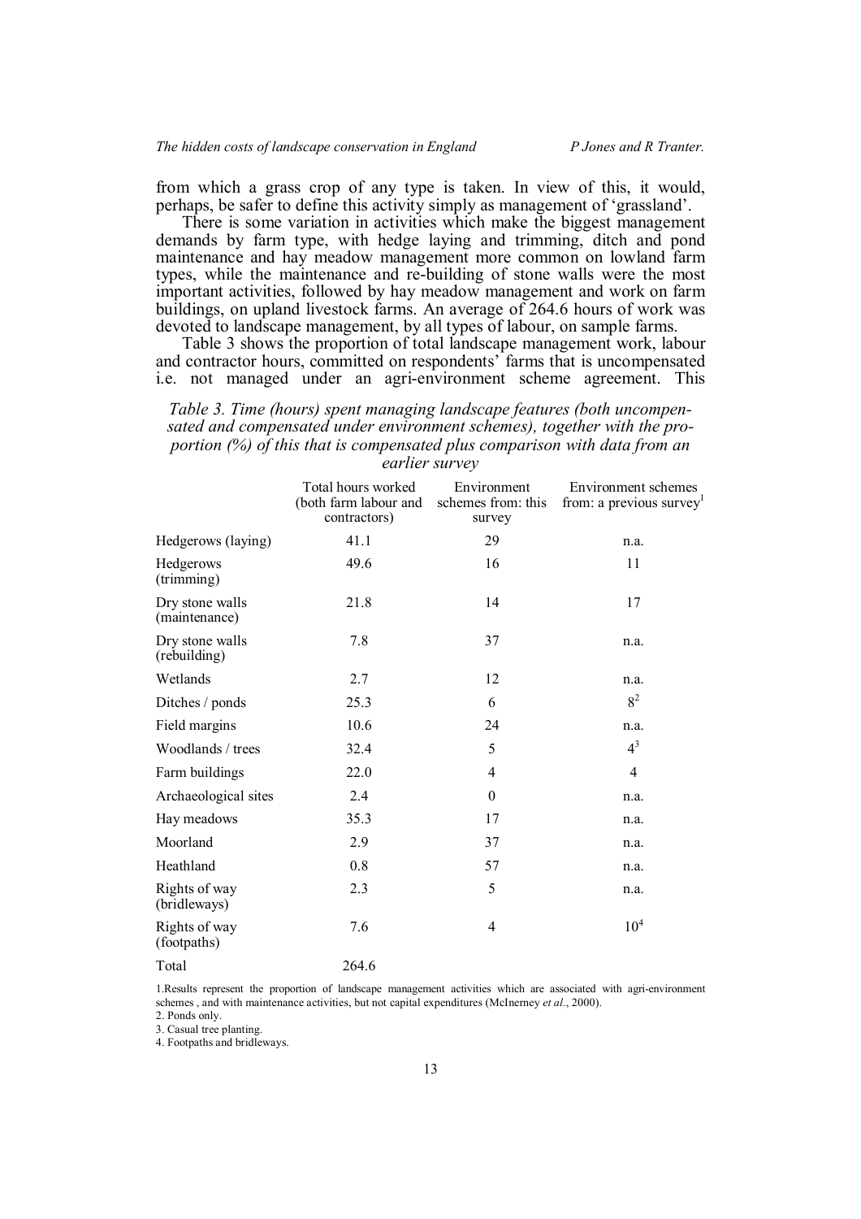from which a grass crop of any type is taken. In view of this, it would, perhaps, be safer to define this activity simply as management of 'grassland'.

There is some variation in activities which make the biggest management demands by farm type, with hedge laying and trimming, ditch and pond maintenance and hay meadow management more common on lowland farm types, while the maintenance and re-building of stone walls were the most important activities, followed by hay meadow management and work on farm buildings, on upland livestock farms. An average of 264.6 hours of work was devoted to landscape management, by all types of labour, on sample farms.

Table 3 shows the proportion of total landscape management work, labour and contractor hours, committed on respondents' farms that is uncompensated i.e. not managed under an agri-environment scheme agreement. This

*Table 3. Time (hours) spent managing landscape features (both uncompensated and compensated under environment schemes), together with the proportion (%) of this that is compensated plus comparison with data from an earlier survey*

| | Total hours worked (both farm labour and contractors) | Environment schemes from: this survey | Environment schemes from: a previous survey[1] |
|---|---|---|---|
| Hedgerows (laying) | 41.1 | 29 | n.a. |
| Hedgerows (trimming) | 49.6 | 16 | 11 |
| Dry stone walls (maintenance) | 21.8 | 14 | 17 |
| Dry stone walls (rebuilding) | 7.8 | 37 | n.a. |
| Wetlands | 2.7 | 12 | n.a. |
| Ditches / ponds | 25.3 | 6 | 8[2] |
| Field margins | 10.6 | 24 | n.a. |
| Woodlands / trees | 32.4 | 5 | 4[3] |
| Farm buildings | 22.0 | 4 | 4 |
| Archaeological sites | 2.4 | 0 | n.a. |
| Hay meadows | 35.3 | 17 | n.a. |
| Moorland | 2.9 | 37 | n.a. |
| Heathland | 0.8 | 57 | n.a. |
| Rights of way (bridleways) | 2.3 | 5 | n.a. |
| Rights of way (footpaths) | 7.6 | 4 | 10[4] |
| Total | 264.6 | | |

1.Results represent the proportion of landscape management activities which are associated with agri-environment schemes , and with maintenance activities, but not capital expenditures (McInerney *et al.*, 2000).
2. Ponds only.
3. Casual tree planting.
4. Footpaths and bridleways.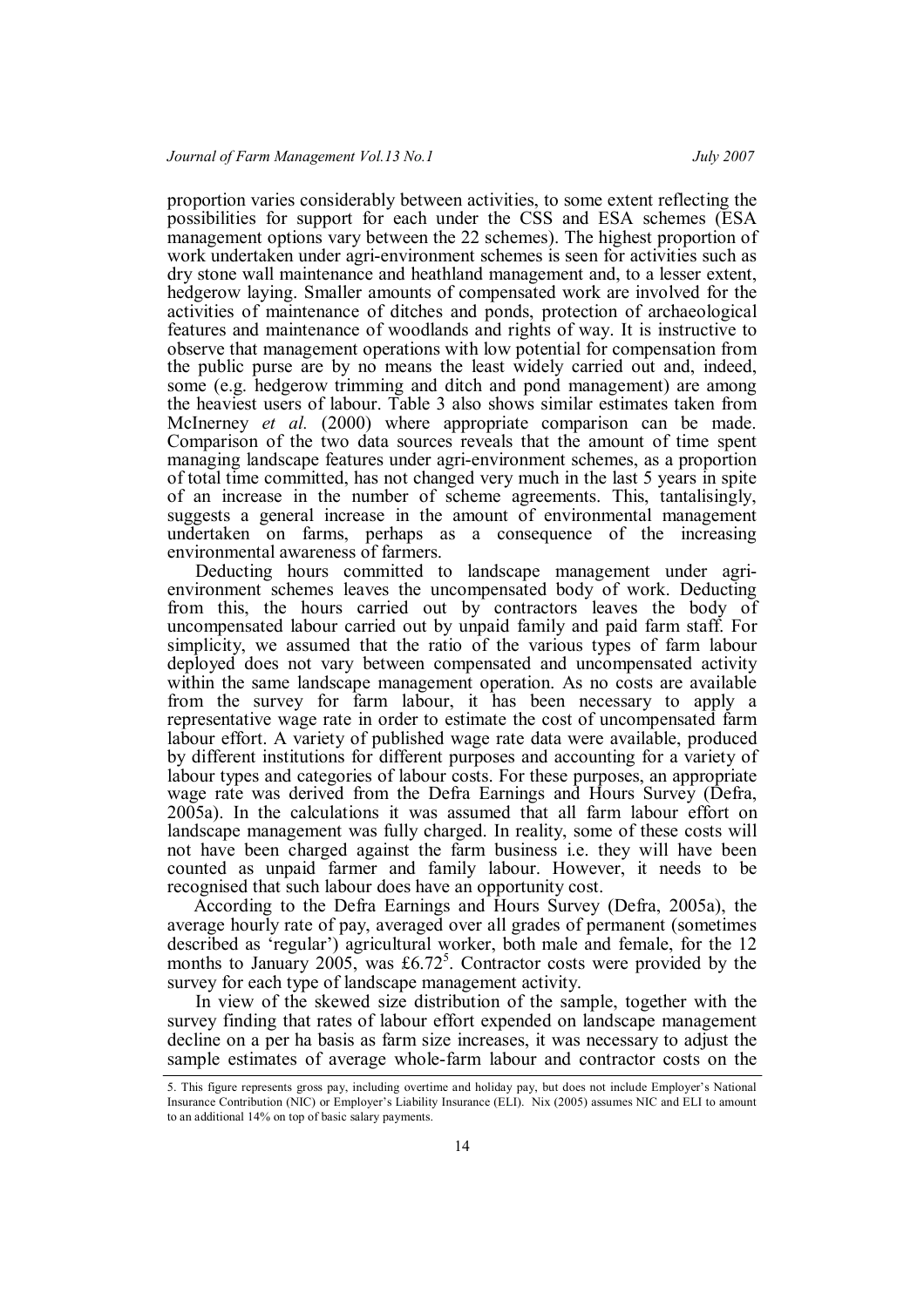proportion varies considerably between activities, to some extent reflecting the possibilities for support for each under the CSS and ESA schemes (ESA management options vary between the 22 schemes). The highest proportion of work undertaken under agri-environment schemes is seen for activities such as dry stone wall maintenance and heathland management and, to a lesser extent, hedgerow laying. Smaller amounts of compensated work are involved for the activities of maintenance of ditches and ponds, protection of archaeological features and maintenance of woodlands and rights of way. It is instructive to observe that management operations with low potential for compensation from the public purse are by no means the least widely carried out and, indeed, some (e.g. hedgerow trimming and ditch and pond management) are among the heaviest users of labour. Table 3 also shows similar estimates taken from McInerney *et al.* (2000) where appropriate comparison can be made. Comparison of the two data sources reveals that the amount of time spent managing landscape features under agri-environment schemes, as a proportion of total time committed, has not changed very much in the last 5 years in spite of an increase in the number of scheme agreements. This, tantalisingly, suggests a general increase in the amount of environmental management undertaken on farms, perhaps as a consequence of the increasing environmental awareness of farmers.

Deducting hours committed to landscape management under agri-environment schemes leaves the uncompensated body of work. Deducting from this, the hours carried out by contractors leaves the body of uncompensated labour carried out by unpaid family and paid farm staff. For simplicity, we assumed that the ratio of the various types of farm labour deployed does not vary between compensated and uncompensated activity within the same landscape management operation. As no costs are available from the survey for farm labour, it has been necessary to apply a representative wage rate in order to estimate the cost of uncompensated farm labour effort. A variety of published wage rate data were available, produced by different institutions for different purposes and accounting for a variety of labour types and categories of labour costs. For these purposes, an appropriate wage rate was derived from the Defra Earnings and Hours Survey (Defra, 2005a). In the calculations it was assumed that all farm labour effort on landscape management was fully charged. In reality, some of these costs will not have been charged against the farm business i.e. they will have been counted as unpaid farmer and family labour. However, it needs to be recognised that such labour does have an opportunity cost.

According to the Defra Earnings and Hours Survey (Defra, 2005a), the average hourly rate of pay, averaged over all grades of permanent (sometimes described as 'regular') agricultural worker, both male and female, for the 12 months to January 2005, was £6.72[5]. Contractor costs were provided by the survey for each type of landscape management activity.

In view of the skewed size distribution of the sample, together with the survey finding that rates of labour effort expended on landscape management decline on a per ha basis as farm size increases, it was necessary to adjust the sample estimates of average whole-farm labour and contractor costs on the

5. This figure represents gross pay, including overtime and holiday pay, but does not include Employer's National Insurance Contribution (NIC) or Employer's Liability Insurance (ELI). Nix (2005) assumes NIC and ELI to amount to an additional 14% on top of basic salary payments.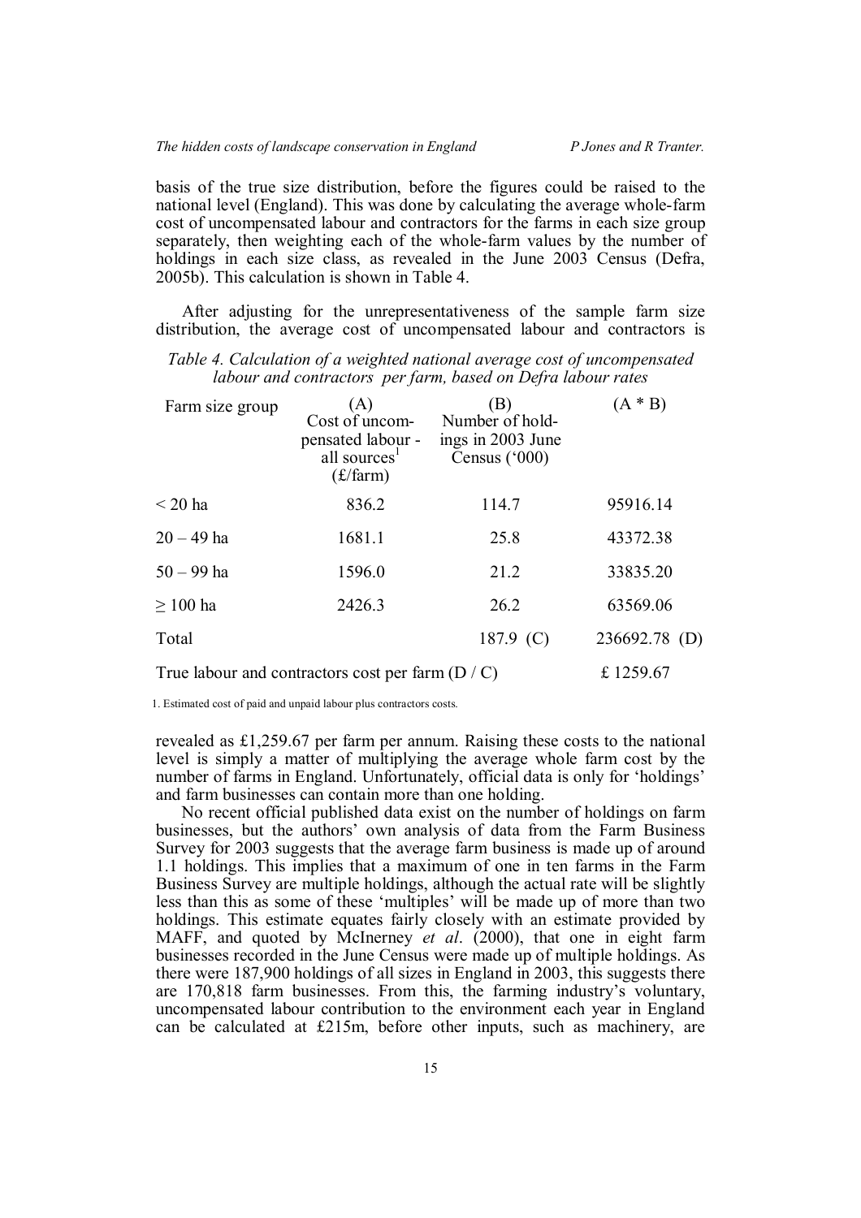basis of the true size distribution, before the figures could be raised to the national level (England). This was done by calculating the average whole-farm cost of uncompensated labour and contractors for the farms in each size group separately, then weighting each of the whole-farm values by the number of holdings in each size class, as revealed in the June 2003 Census (Defra, 2005b). This calculation is shown in Table 4.

After adjusting for the unrepresentativeness of the sample farm size distribution, the average cost of uncompensated labour and contractors is

*Table 4. Calculation of a weighted national average cost of uncompensated labour and contractors per farm, based on Defra labour rates*

| Farm size group | (A) Cost of uncompensated labour - all sources[1] (£/farm) | (B) Number of holdings in 2003 June Census ('000) | (A * B) |
|---|---|---|---|
| < 20 ha | 836.2 | 114.7 | 95916.14 |
| 20 – 49 ha | 1681.1 | 25.8 | 43372.38 |
| 50 – 99 ha | 1596.0 | 21.2 | 33835.20 |
| ≥ 100 ha | 2426.3 | 26.2 | 63569.06 |
| Total | | 187.9 (C) | 236692.78 (D) |
| True labour and contractors cost per farm (D / C) | | | £ 1259.67 |

1. Estimated cost of paid and unpaid labour plus contractors costs.

revealed as £1,259.67 per farm per annum. Raising these costs to the national level is simply a matter of multiplying the average whole farm cost by the number of farms in England. Unfortunately, official data is only for 'holdings' and farm businesses can contain more than one holding.

No recent official published data exist on the number of holdings on farm businesses, but the authors' own analysis of data from the Farm Business Survey for 2003 suggests that the average farm business is made up of around 1.1 holdings. This implies that a maximum of one in ten farms in the Farm Business Survey are multiple holdings, although the actual rate will be slightly less than this as some of these 'multiples' will be made up of more than two holdings. This estimate equates fairly closely with an estimate provided by MAFF, and quoted by McInerney *et al*. (2000), that one in eight farm businesses recorded in the June Census were made up of multiple holdings. As there were 187,900 holdings of all sizes in England in 2003, this suggests there are 170,818 farm businesses. From this, the farming industry's voluntary, uncompensated labour contribution to the environment each year in England can be calculated at £215m, before other inputs, such as machinery, are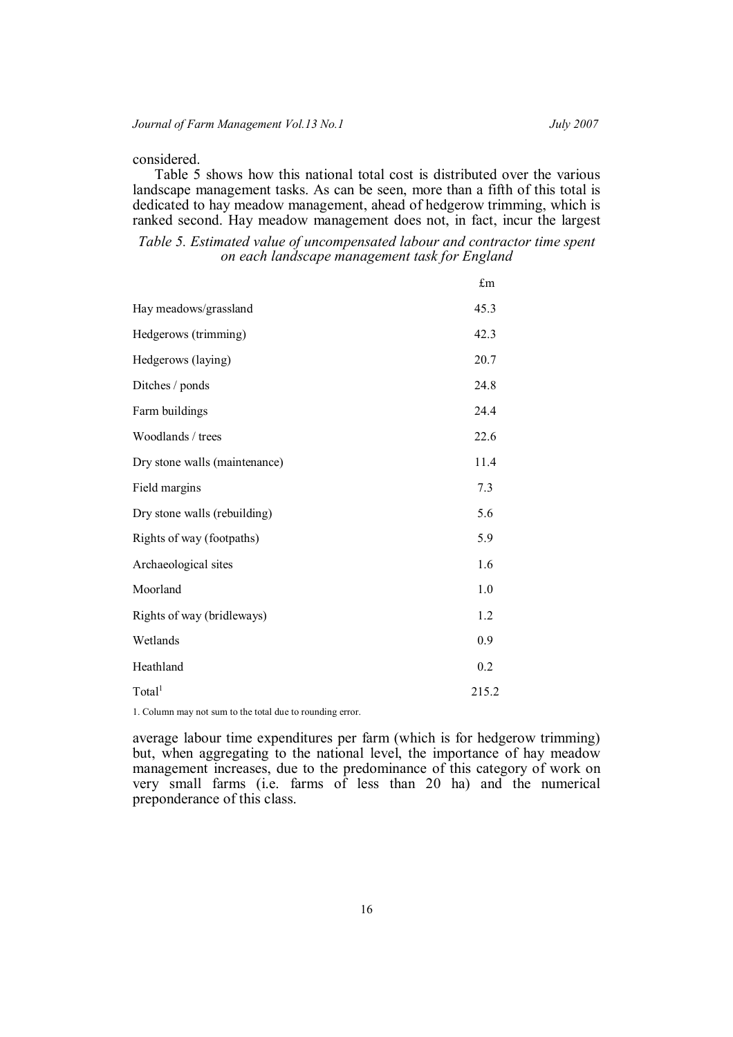considered.

Table 5 shows how this national total cost is distributed over the various landscape management tasks. As can be seen, more than a fifth of this total is dedicated to hay meadow management, ahead of hedgerow trimming, which is ranked second. Hay meadow management does not, in fact, incur the largest average labour time expenditures per farm (which is for hedgerow trimming) but, when aggregating to the national level, the importance of hay meadow management increases, due to the predominance of this category of work on very small farms (i.e. farms of less than 20 ha) and the numerical preponderance of this class.

*Table 5. Estimated value of uncompensated labour and contractor time spent on each landscape management task for England*

| | £m |
|---|---|
| Hay meadows/grassland | 45.3 |
| Hedgerows (trimming) | 42.3 |
| Hedgerows (laying) | 20.7 |
| Ditches / ponds | 24.8 |
| Farm buildings | 24.4 |
| Woodlands / trees | 22.6 |
| Dry stone walls (maintenance) | 11.4 |
| Field margins | 7.3 |
| Dry stone walls (rebuilding) | 5.6 |
| Rights of way (footpaths) | 5.9 |
| Archaeological sites | 1.6 |
| Moorland | 1.0 |
| Rights of way (bridleways) | 1.2 |
| Wetlands | 0.9 |
| Heathland | 0.2 |
| Total[1] | 215.2 |

1. Column may not sum to the total due to rounding error.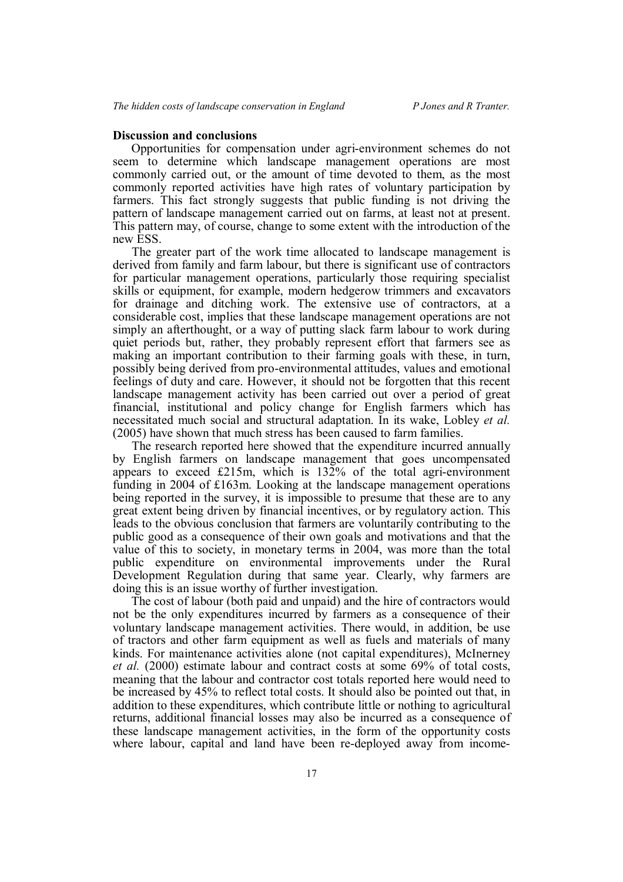## Discussion and conclusions

Opportunities for compensation under agri-environment schemes do not seem to determine which landscape management operations are most commonly carried out, or the amount of time devoted to them, as the most commonly reported activities have high rates of voluntary participation by farmers. This fact strongly suggests that public funding is not driving the pattern of landscape management carried out on farms, at least not at present. This pattern may, of course, change to some extent with the introduction of the new ESS.

The greater part of the work time allocated to landscape management is derived from family and farm labour, but there is significant use of contractors for particular management operations, particularly those requiring specialist skills or equipment, for example, modern hedgerow trimmers and excavators for drainage and ditching work. The extensive use of contractors, at a considerable cost, implies that these landscape management operations are not simply an afterthought, or a way of putting slack farm labour to work during quiet periods but, rather, they probably represent effort that farmers see as making an important contribution to their farming goals with these, in turn, possibly being derived from pro-environmental attitudes, values and emotional feelings of duty and care. However, it should not be forgotten that this recent landscape management activity has been carried out over a period of great financial, institutional and policy change for English farmers which has necessitated much social and structural adaptation. In its wake, Lobley *et al.* (2005) have shown that much stress has been caused to farm families.

The research reported here showed that the expenditure incurred annually by English farmers on landscape management that goes uncompensated appears to exceed £215m, which is 132% of the total agri-environment funding in 2004 of £163m. Looking at the landscape management operations being reported in the survey, it is impossible to presume that these are to any great extent being driven by financial incentives, or by regulatory action. This leads to the obvious conclusion that farmers are voluntarily contributing to the public good as a consequence of their own goals and motivations and that the value of this to society, in monetary terms in 2004, was more than the total public expenditure on environmental improvements under the Rural Development Regulation during that same year. Clearly, why farmers are doing this is an issue worthy of further investigation.

The cost of labour (both paid and unpaid) and the hire of contractors would not be the only expenditures incurred by farmers as a consequence of their voluntary landscape management activities. There would, in addition, be use of tractors and other farm equipment as well as fuels and materials of many kinds. For maintenance activities alone (not capital expenditures), McInerney *et al.* (2000) estimate labour and contract costs at some 69% of total costs, meaning that the labour and contractor cost totals reported here would need to be increased by 45% to reflect total costs. It should also be pointed out that, in addition to these expenditures, which contribute little or nothing to agricultural returns, additional financial losses may also be incurred as a consequence of these landscape management activities, in the form of the opportunity costs where labour, capital and land have been re-deployed away from income-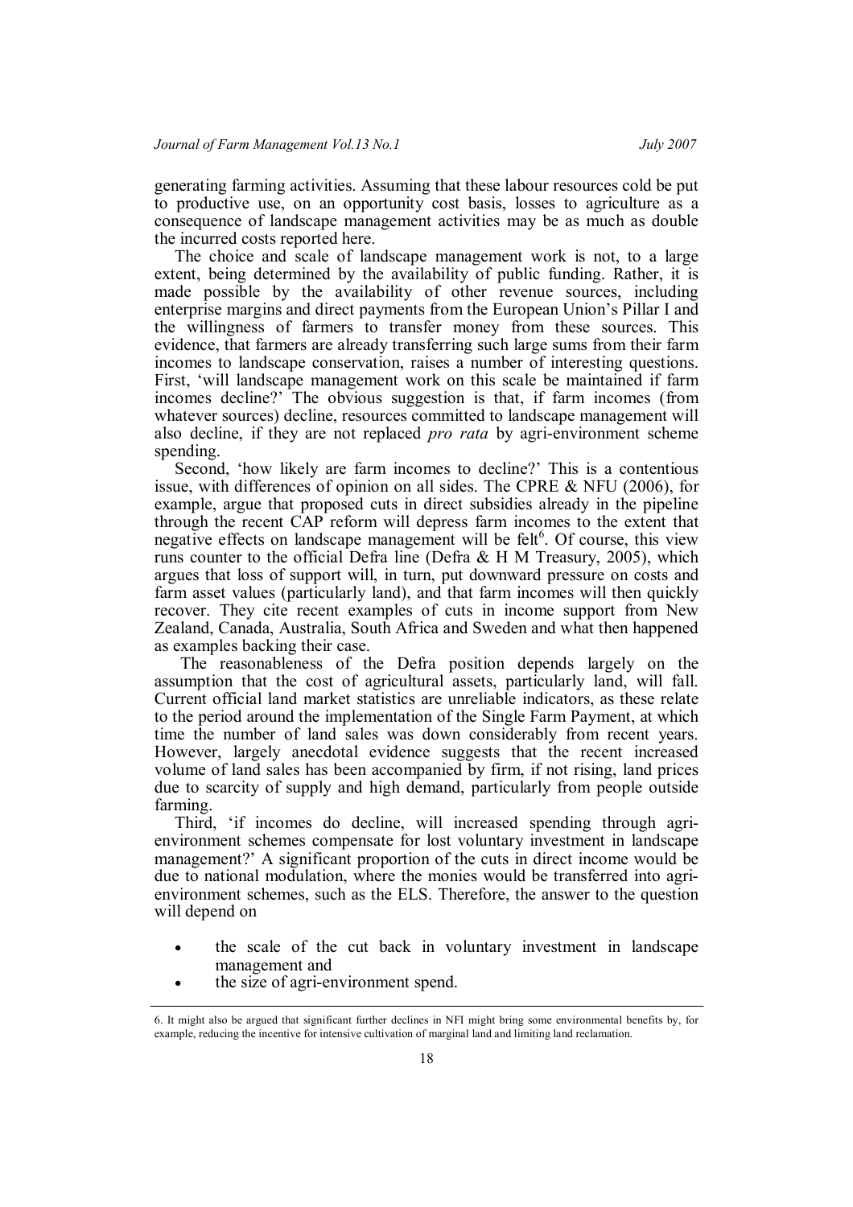generating farming activities. Assuming that these labour resources cold be put to productive use, on an opportunity cost basis, losses to agriculture as a consequence of landscape management activities may be as much as double the incurred costs reported here.

The choice and scale of landscape management work is not, to a large extent, being determined by the availability of public funding. Rather, it is made possible by the availability of other revenue sources, including enterprise margins and direct payments from the European Union's Pillar I and the willingness of farmers to transfer money from these sources. This evidence, that farmers are already transferring such large sums from their farm incomes to landscape conservation, raises a number of interesting questions. First, 'will landscape management work on this scale be maintained if farm incomes decline?' The obvious suggestion is that, if farm incomes (from whatever sources) decline, resources committed to landscape management will also decline, if they are not replaced *pro rata* by agri-environment scheme spending.

Second, 'how likely are farm incomes to decline?' This is a contentious issue, with differences of opinion on all sides. The CPRE & NFU (2006), for example, argue that proposed cuts in direct subsidies already in the pipeline through the recent CAP reform will depress farm incomes to the extent that negative effects on landscape management will be felt[6]. Of course, this view runs counter to the official Defra line (Defra & H M Treasury, 2005), which argues that loss of support will, in turn, put downward pressure on costs and farm asset values (particularly land), and that farm incomes will then quickly recover. They cite recent examples of cuts in income support from New Zealand, Canada, Australia, South Africa and Sweden and what then happened as examples backing their case.

The reasonableness of the Defra position depends largely on the assumption that the cost of agricultural assets, particularly land, will fall. Current official land market statistics are unreliable indicators, as these relate to the period around the implementation of the Single Farm Payment, at which time the number of land sales was down considerably from recent years. However, largely anecdotal evidence suggests that the recent increased volume of land sales has been accompanied by firm, if not rising, land prices due to scarcity of supply and high demand, particularly from people outside farming.

Third, 'if incomes do decline, will increased spending through agri-environment schemes compensate for lost voluntary investment in landscape management?' A significant proportion of the cuts in direct income would be due to national modulation, where the monies would be transferred into agri-environment schemes, such as the ELS. Therefore, the answer to the question will depend on

- the scale of the cut back in voluntary investment in landscape management and
- the size of agri-environment spend.

6. It might also be argued that significant further declines in NFI might bring some environmental benefits by, for example, reducing the incentive for intensive cultivation of marginal land and limiting land reclamation.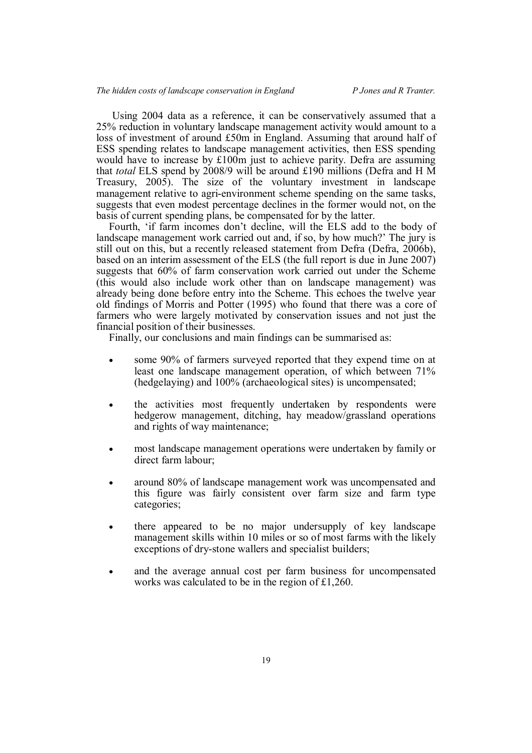Using 2004 data as a reference, it can be conservatively assumed that a 25% reduction in voluntary landscape management activity would amount to a loss of investment of around £50m in England. Assuming that around half of ESS spending relates to landscape management activities, then ESS spending would have to increase by £100m just to achieve parity. Defra are assuming that *total* ELS spend by 2008/9 will be around £190 millions (Defra and H M Treasury, 2005). The size of the voluntary investment in landscape management relative to agri-environment scheme spending on the same tasks, suggests that even modest percentage declines in the former would not, on the basis of current spending plans, be compensated for by the latter.

Fourth, 'if farm incomes don't decline, will the ELS add to the body of landscape management work carried out and, if so, by how much?' The jury is still out on this, but a recently released statement from Defra (Defra, 2006b), based on an interim assessment of the ELS (the full report is due in June 2007) suggests that 60% of farm conservation work carried out under the Scheme (this would also include work other than on landscape management) was already being done before entry into the Scheme. This echoes the twelve year old findings of Morris and Potter (1995) who found that there was a core of farmers who were largely motivated by conservation issues and not just the financial position of their businesses.

Finally, our conclusions and main findings can be summarised as:

- some 90% of farmers surveyed reported that they expend time on at least one landscape management operation, of which between 71% (hedgelaying) and 100% (archaeological sites) is uncompensated;
- the activities most frequently undertaken by respondents were hedgerow management, ditching, hay meadow/grassland operations and rights of way maintenance;
- most landscape management operations were undertaken by family or direct farm labour;
- around 80% of landscape management work was uncompensated and this figure was fairly consistent over farm size and farm type categories;
- there appeared to be no major undersupply of key landscape management skills within 10 miles or so of most farms with the likely exceptions of dry-stone wallers and specialist builders;
- and the average annual cost per farm business for uncompensated works was calculated to be in the region of £1,260.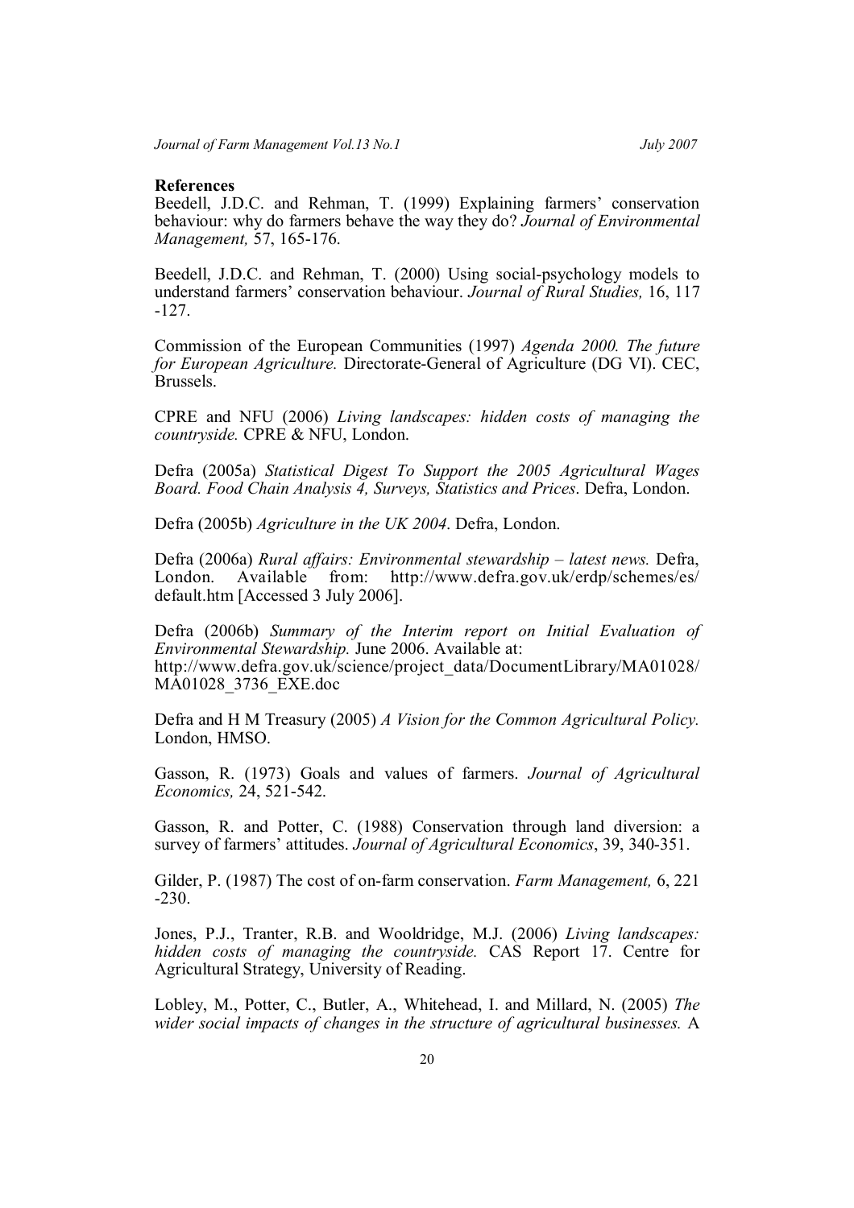## References

Beedell, J.D.C. and Rehman, T. (1999) Explaining farmers' conservation behaviour: why do farmers behave the way they do? *Journal of Environmental Management,* 57, 165-176.

Beedell, J.D.C. and Rehman, T. (2000) Using social-psychology models to understand farmers' conservation behaviour. *Journal of Rural Studies,* 16, 117 -127.

Commission of the European Communities (1997) *Agenda 2000. The future for European Agriculture.* Directorate-General of Agriculture (DG VI). CEC, Brussels.

CPRE and NFU (2006) *Living landscapes: hidden costs of managing the countryside.* CPRE & NFU, London.

Defra (2005a) *Statistical Digest To Support the 2005 Agricultural Wages Board. Food Chain Analysis 4, Surveys, Statistics and Prices*. Defra, London.

Defra (2005b) *Agriculture in the UK 2004*. Defra, London.

Defra (2006a) *Rural affairs: Environmental stewardship – latest news.* Defra, London. Available from: http://www.defra.gov.uk/erdp/schemes/es/default.htm [Accessed 3 July 2006].

Defra (2006b) *Summary of the Interim report on Initial Evaluation of Environmental Stewardship.* June 2006. Available at: http://www.defra.gov.uk/science/project_data/DocumentLibrary/MA01028/MA01028_3736_EXE.doc

Defra and H M Treasury (2005) *A Vision for the Common Agricultural Policy.* London, HMSO.

Gasson, R. (1973) Goals and values of farmers. *Journal of Agricultural Economics,* 24, 521-542.

Gasson, R. and Potter, C. (1988) Conservation through land diversion: a survey of farmers' attitudes. *Journal of Agricultural Economics*, 39, 340-351.

Gilder, P. (1987) The cost of on-farm conservation. *Farm Management,* 6, 221 -230.

Jones, P.J., Tranter, R.B. and Wooldridge, M.J. (2006) *Living landscapes: hidden costs of managing the countryside.* CAS Report 17. Centre for Agricultural Strategy, University of Reading.

Lobley, M., Potter, C., Butler, A., Whitehead, I. and Millard, N. (2005) *The wider social impacts of changes in the structure of agricultural businesses.* A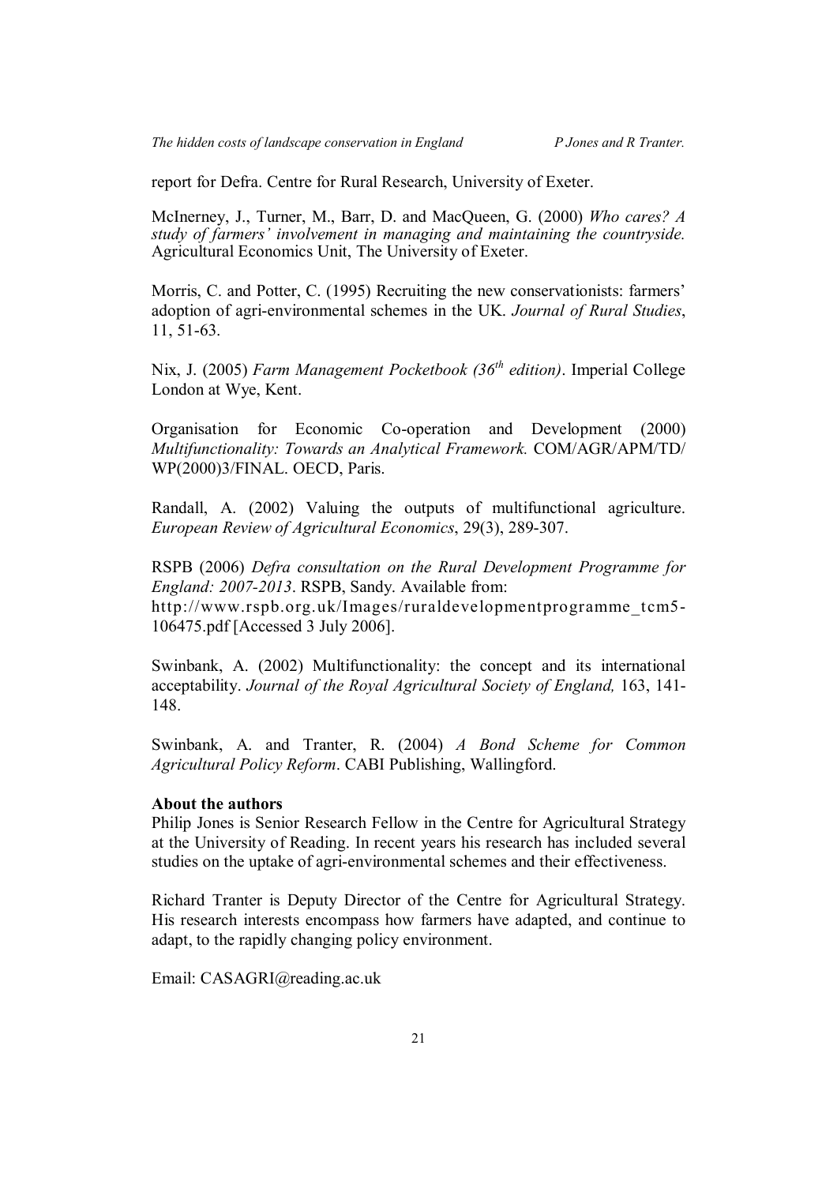report for Defra. Centre for Rural Research, University of Exeter.

McInerney, J., Turner, M., Barr, D. and MacQueen, G. (2000) *Who cares? A study of farmers' involvement in managing and maintaining the countryside.* Agricultural Economics Unit, The University of Exeter.

Morris, C. and Potter, C. (1995) Recruiting the new conservationists: farmers' adoption of agri-environmental schemes in the UK. *Journal of Rural Studies*, 11, 51-63.

Nix, J. (2005) *Farm Management Pocketbook (36th edition)*. Imperial College London at Wye, Kent.

Organisation for Economic Co-operation and Development (2000) *Multifunctionality: Towards an Analytical Framework.* COM/AGR/APM/TD/WP(2000)3/FINAL. OECD, Paris.

Randall, A. (2002) Valuing the outputs of multifunctional agriculture. *European Review of Agricultural Economics*, 29(3), 289-307.

RSPB (2006) *Defra consultation on the Rural Development Programme for England: 2007-2013*. RSPB, Sandy. Available from: http://www.rspb.org.uk/Images/ruraldevelopmentprogramme_tcm5-106475.pdf [Accessed 3 July 2006].

Swinbank, A. (2002) Multifunctionality: the concept and its international acceptability. *Journal of the Royal Agricultural Society of England,* 163, 141-148.

Swinbank, A. and Tranter, R. (2004) *A Bond Scheme for Common Agricultural Policy Reform*. CABI Publishing, Wallingford.

**About the authors**

Philip Jones is Senior Research Fellow in the Centre for Agricultural Strategy at the University of Reading. In recent years his research has included several studies on the uptake of agri-environmental schemes and their effectiveness.

Richard Tranter is Deputy Director of the Centre for Agricultural Strategy. His research interests encompass how farmers have adapted, and continue to adapt, to the rapidly changing policy environment.

Email: CASAGRI@reading.ac.uk